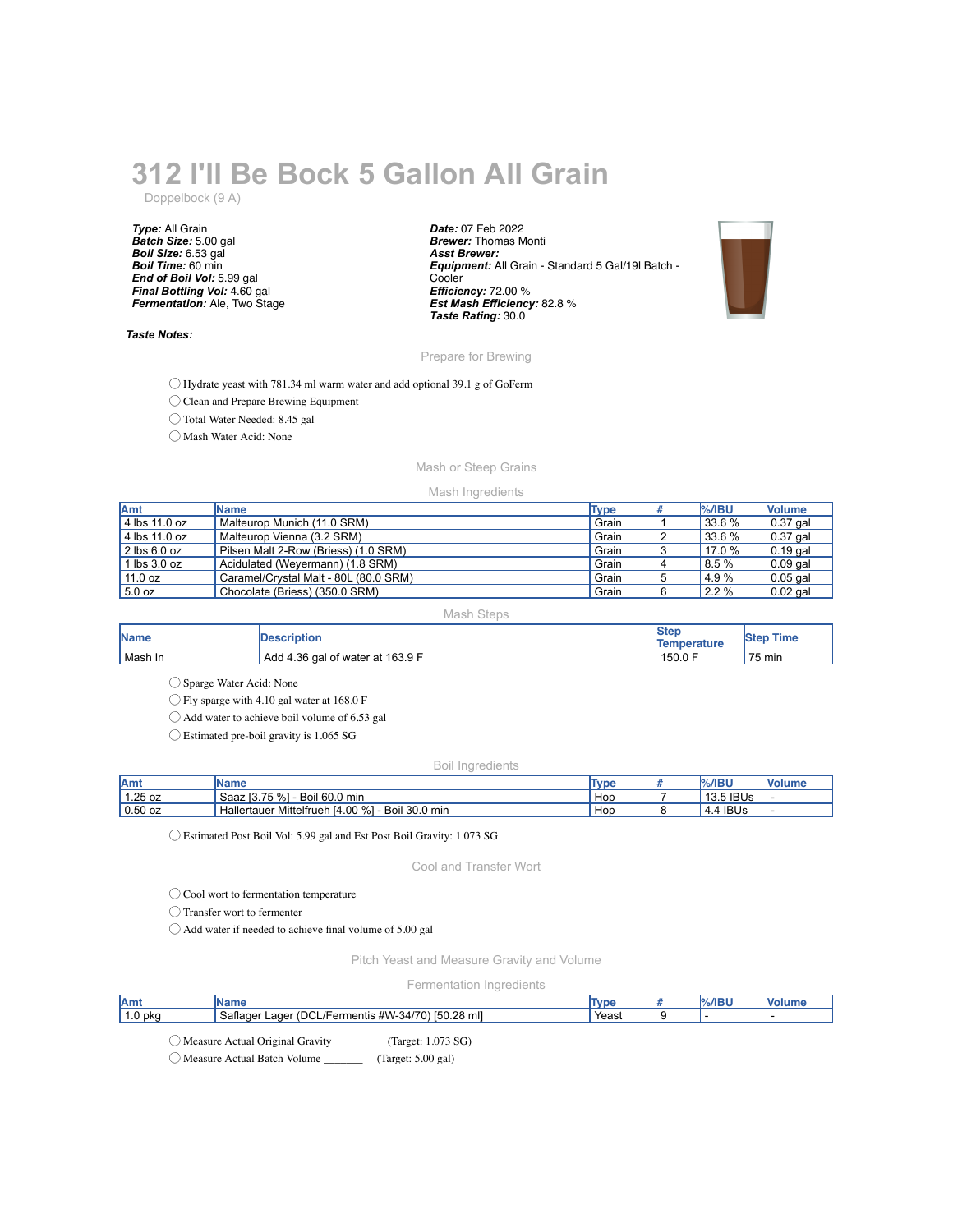# 312 I'll Be Bock 5 Gallon All Grain

Doppelbock (9 A)

***Type:*** All Grain
***Batch Size:*** 5.00 gal
***Boil Size:*** 6.53 gal
***Boil Time:*** 60 min
***End of Boil Vol:*** 5.99 gal
***Final Bottling Vol:*** 4.60 gal
***Fermentation:*** Ale, Two Stage

***Date:*** 07 Feb 2022
***Brewer:*** Thomas Monti
***Asst Brewer:***
***Equipment:*** All Grain - Standard 5 Gal/19l Batch - Cooler
***Efficiency:*** 72.00 %
***Est Mash Efficiency:*** 82.8 %
***Taste Rating:*** 30.0

***Taste Notes:***

## Prepare for Brewing

- ◯ Hydrate yeast with 781.34 ml warm water and add optional 39.1 g of GoFerm
- ◯ Clean and Prepare Brewing Equipment
- ◯ Total Water Needed: 8.45 gal
- ◯ Mash Water Acid: None

## Mash or Steep Grains

### Mash Ingredients

| Amt | Name | Type | # | %/IBU | Volume |
|---|---|---|---|---|---|
| 4 lbs 11.0 oz | Malteurop Munich (11.0 SRM) | Grain | 1 | 33.6 % | 0.37 gal |
| 4 lbs 11.0 oz | Malteurop Vienna (3.2 SRM) | Grain | 2 | 33.6 % | 0.37 gal |
| 2 lbs 6.0 oz | Pilsen Malt 2-Row (Briess) (1.0 SRM) | Grain | 3 | 17.0 % | 0.19 gal |
| 1 lbs 3.0 oz | Acidulated (Weyermann) (1.8 SRM) | Grain | 4 | 8.5 % | 0.09 gal |
| 11.0 oz | Caramel/Crystal Malt - 80L (80.0 SRM) | Grain | 5 | 4.9 % | 0.05 gal |
| 5.0 oz | Chocolate (Briess) (350.0 SRM) | Grain | 6 | 2.2 % | 0.02 gal |

### Mash Steps

| Name | Description | Step Temperature | Step Time |
|---|---|---|---|
| Mash In | Add 4.36 gal of water at 163.9 F | 150.0 F | 75 min |

- ◯ Sparge Water Acid: None
- ◯ Fly sparge with 4.10 gal water at 168.0 F
- ◯ Add water to achieve boil volume of 6.53 gal
- ◯ Estimated pre-boil gravity is 1.065 SG

### Boil Ingredients

| Amt | Name | Type | # | %/IBU | Volume |
|---|---|---|---|---|---|
| 1.25 oz | Saaz [3.75 %] - Boil 60.0 min | Hop | 7 | 13.5 IBUs | - |
| 0.50 oz | Hallertauer Mittelfrueh [4.00 %] - Boil 30.0 min | Hop | 8 | 4.4 IBUs | - |

- ◯ Estimated Post Boil Vol: 5.99 gal and Est Post Boil Gravity: 1.073 SG

## Cool and Transfer Wort

- ◯ Cool wort to fermentation temperature
- ◯ Transfer wort to fermenter
- ◯ Add water if needed to achieve final volume of 5.00 gal

## Pitch Yeast and Measure Gravity and Volume

### Fermentation Ingredients

| Amt | Name | Type | # | %/IBU | Volume |
|---|---|---|---|---|---|
| 1.0 pkg | Saflager Lager (DCL/Fermentis #W-34/70) [50.28 ml] | Yeast | 9 | - | - |

- ◯ Measure Actual Original Gravity _______ (Target: 1.073 SG)
- ◯ Measure Actual Batch Volume _______ (Target: 5.00 gal)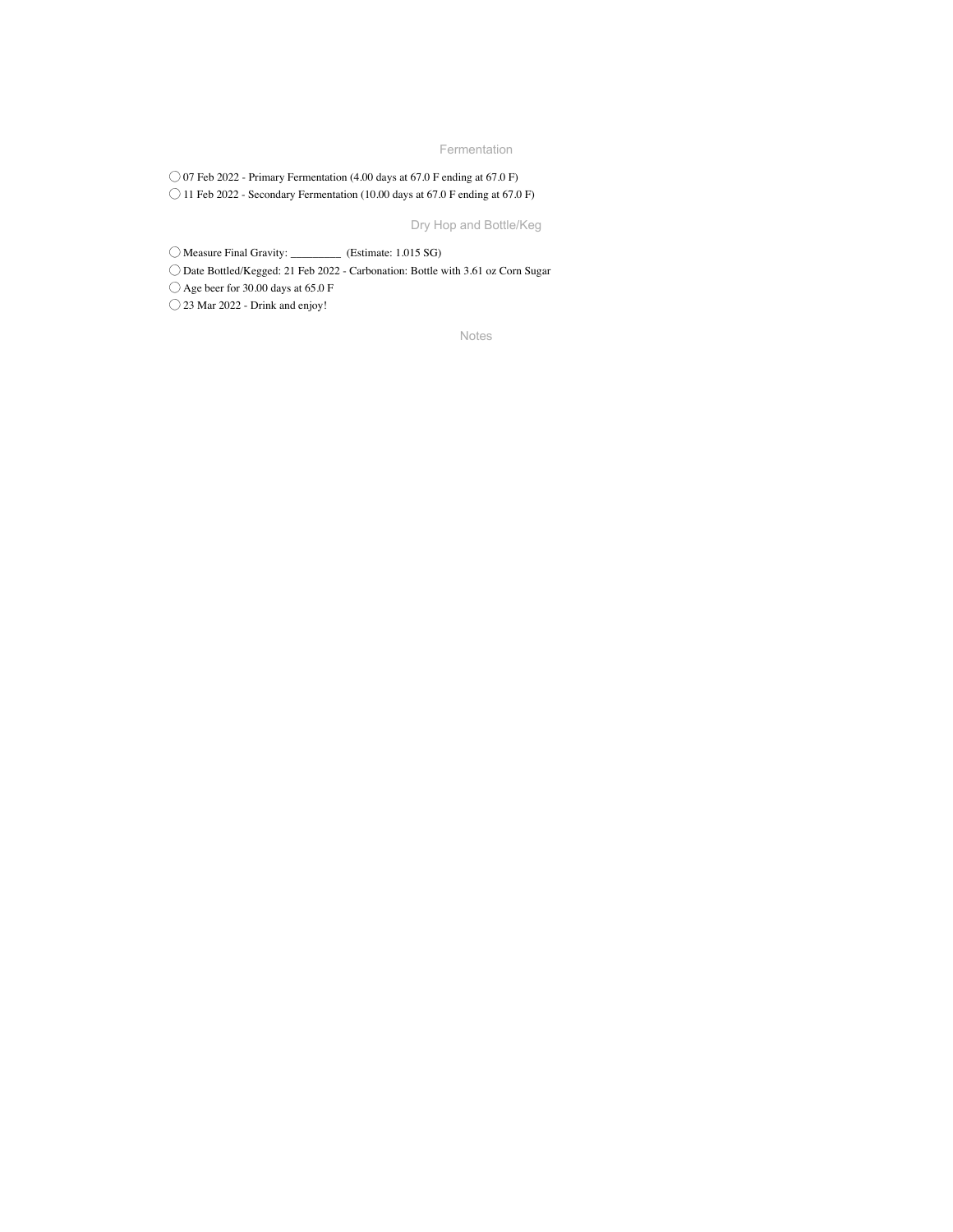## Fermentation

- ◯ 07 Feb 2022 - Primary Fermentation (4.00 days at 67.0 F ending at 67.0 F)
- ◯ 11 Feb 2022 - Secondary Fermentation (10.00 days at 67.0 F ending at 67.0 F)

## Dry Hop and Bottle/Keg

- ◯ Measure Final Gravity: _________ (Estimate: 1.015 SG)
- ◯ Date Bottled/Kegged: 21 Feb 2022 - Carbonation: Bottle with 3.61 oz Corn Sugar
- ◯ Age beer for 30.00 days at 65.0 F
- ◯ 23 Mar 2022 - Drink and enjoy!

## Notes